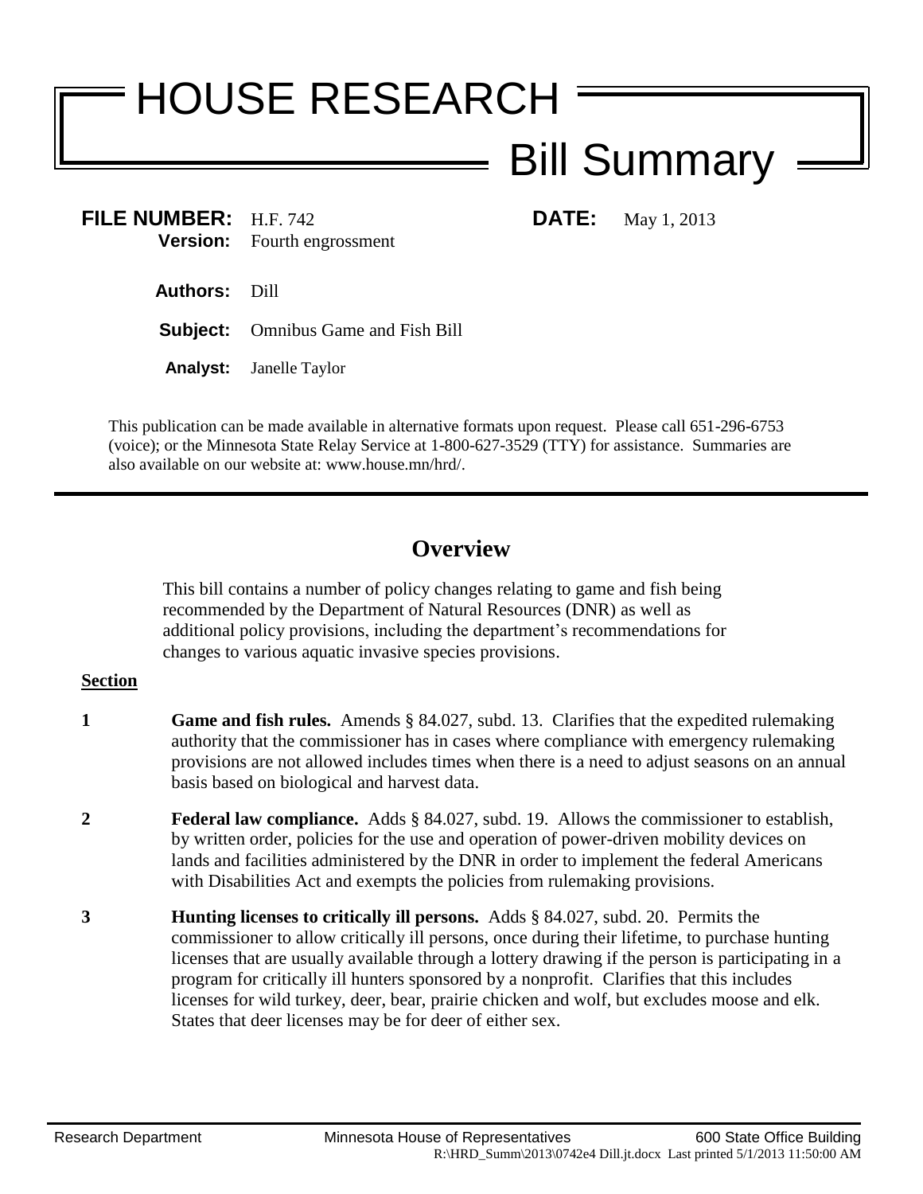# HOUSE RESEARCH

## Bill Summary

**FILE NUMBER:** H.F. 742 **DATE:** May 1, 2013
**Version:** Fourth engrossment

**Authors:** Dill

**Subject:** Omnibus Game and Fish Bill

**Analyst:** Janelle Taylor

This publication can be made available in alternative formats upon request. Please call 651-296-6753 (voice); or the Minnesota State Relay Service at 1-800-627-3529 (TTY) for assistance. Summaries are also available on our website at: www.house.mn/hrd/.

## Overview

This bill contains a number of policy changes relating to game and fish being recommended by the Department of Natural Resources (DNR) as well as additional policy provisions, including the department's recommendations for changes to various aquatic invasive species provisions.

**Section**

**1** **Game and fish rules.** Amends § 84.027, subd. 13. Clarifies that the expedited rulemaking authority that the commissioner has in cases where compliance with emergency rulemaking provisions are not allowed includes times when there is a need to adjust seasons on an annual basis based on biological and harvest data.

**2** **Federal law compliance.** Adds § 84.027, subd. 19. Allows the commissioner to establish, by written order, policies for the use and operation of power-driven mobility devices on lands and facilities administered by the DNR in order to implement the federal Americans with Disabilities Act and exempts the policies from rulemaking provisions.

**3** **Hunting licenses to critically ill persons.** Adds § 84.027, subd. 20. Permits the commissioner to allow critically ill persons, once during their lifetime, to purchase hunting licenses that are usually available through a lottery drawing if the person is participating in a program for critically ill hunters sponsored by a nonprofit. Clarifies that this includes licenses for wild turkey, deer, bear, prairie chicken and wolf, but excludes moose and elk. States that deer licenses may be for deer of either sex.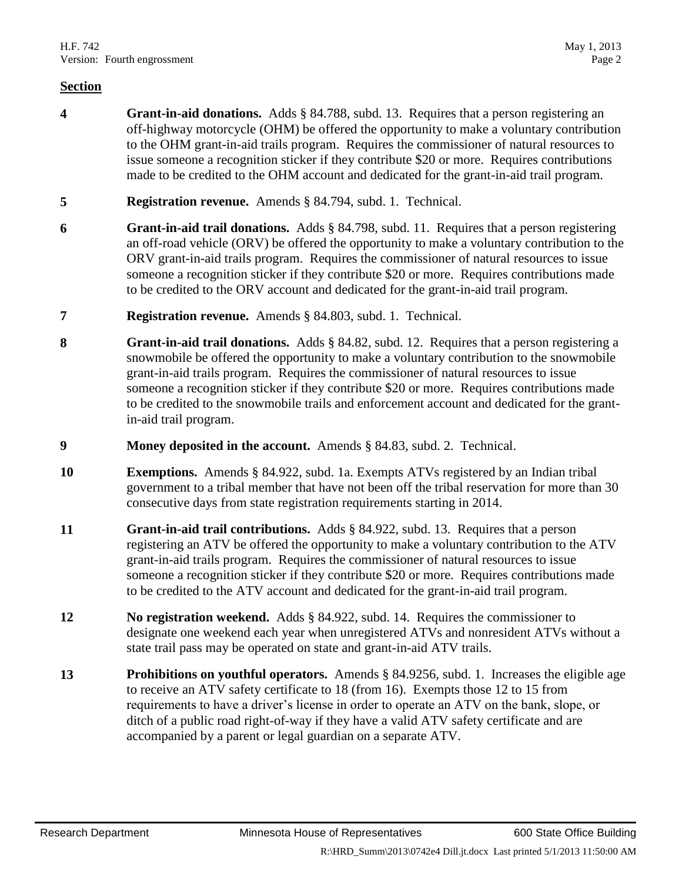**Section**

**4** **Grant-in-aid donations.** Adds § 84.788, subd. 13. Requires that a person registering an off-highway motorcycle (OHM) be offered the opportunity to make a voluntary contribution to the OHM grant-in-aid trails program. Requires the commissioner of natural resources to issue someone a recognition sticker if they contribute $20 or more. Requires contributions made to be credited to the OHM account and dedicated for the grant-in-aid trail program.

**5** **Registration revenue.** Amends § 84.794, subd. 1. Technical.

**6** **Grant-in-aid trail donations.** Adds § 84.798, subd. 11. Requires that a person registering an off-road vehicle (ORV) be offered the opportunity to make a voluntary contribution to the ORV grant-in-aid trails program. Requires the commissioner of natural resources to issue someone a recognition sticker if they contribute $20 or more. Requires contributions made to be credited to the ORV account and dedicated for the grant-in-aid trail program.

**7** **Registration revenue.** Amends § 84.803, subd. 1. Technical.

**8** **Grant-in-aid trail donations.** Adds § 84.82, subd. 12. Requires that a person registering a snowmobile be offered the opportunity to make a voluntary contribution to the snowmobile grant-in-aid trails program. Requires the commissioner of natural resources to issue someone a recognition sticker if they contribute $20 or more. Requires contributions made to be credited to the snowmobile trails and enforcement account and dedicated for the grant-in-aid trail program.

**9** **Money deposited in the account.** Amends § 84.83, subd. 2. Technical.

**10** **Exemptions.** Amends § 84.922, subd. 1a. Exempts ATVs registered by an Indian tribal government to a tribal member that have not been off the tribal reservation for more than 30 consecutive days from state registration requirements starting in 2014.

**11** **Grant-in-aid trail contributions.** Adds § 84.922, subd. 13. Requires that a person registering an ATV be offered the opportunity to make a voluntary contribution to the ATV grant-in-aid trails program. Requires the commissioner of natural resources to issue someone a recognition sticker if they contribute $20 or more. Requires contributions made to be credited to the ATV account and dedicated for the grant-in-aid trail program.

**12** **No registration weekend.** Adds § 84.922, subd. 14. Requires the commissioner to designate one weekend each year when unregistered ATVs and nonresident ATVs without a state trail pass may be operated on state and grant-in-aid ATV trails.

**13** **Prohibitions on youthful operators.** Amends § 84.9256, subd. 1. Increases the eligible age to receive an ATV safety certificate to 18 (from 16). Exempts those 12 to 15 from requirements to have a driver's license in order to operate an ATV on the bank, slope, or ditch of a public road right-of-way if they have a valid ATV safety certificate and are accompanied by a parent or legal guardian on a separate ATV.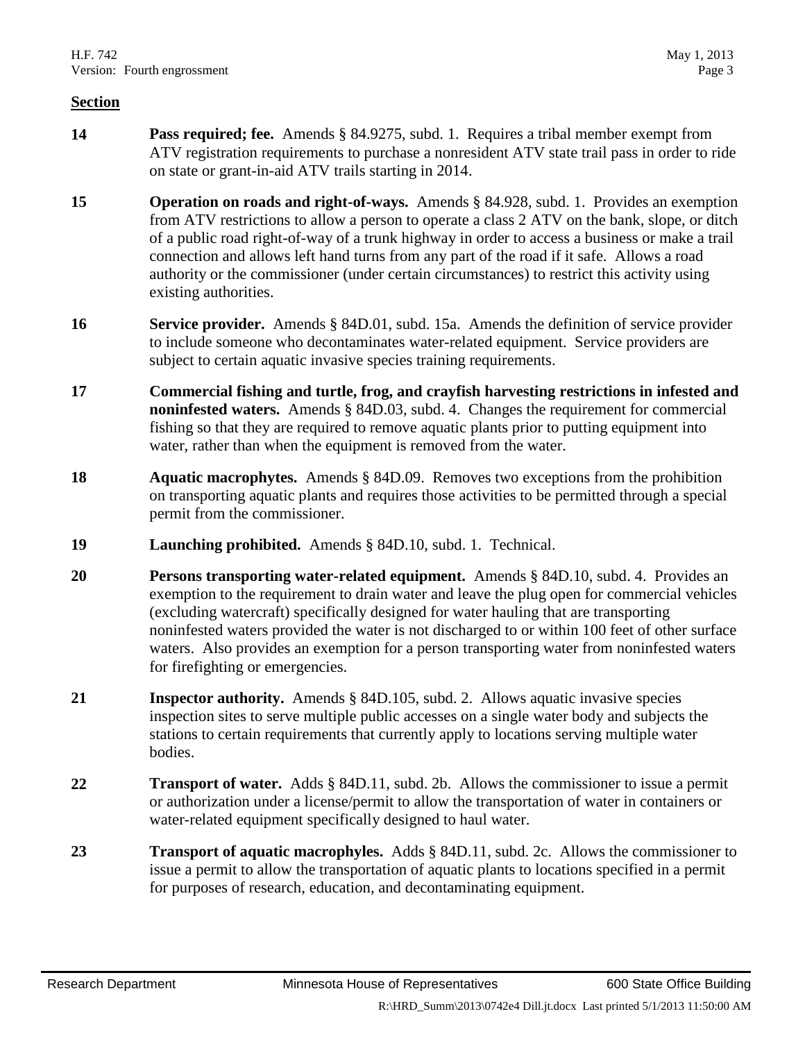**Section**

**14** **Pass required; fee.** Amends § 84.9275, subd. 1. Requires a tribal member exempt from ATV registration requirements to purchase a nonresident ATV state trail pass in order to ride on state or grant-in-aid ATV trails starting in 2014.

**15** **Operation on roads and right-of-ways.** Amends § 84.928, subd. 1. Provides an exemption from ATV restrictions to allow a person to operate a class 2 ATV on the bank, slope, or ditch of a public road right-of-way of a trunk highway in order to access a business or make a trail connection and allows left hand turns from any part of the road if it safe. Allows a road authority or the commissioner (under certain circumstances) to restrict this activity using existing authorities.

**16** **Service provider.** Amends § 84D.01, subd. 15a. Amends the definition of service provider to include someone who decontaminates water-related equipment. Service providers are subject to certain aquatic invasive species training requirements.

**17** **Commercial fishing and turtle, frog, and crayfish harvesting restrictions in infested and noninfested waters.** Amends § 84D.03, subd. 4. Changes the requirement for commercial fishing so that they are required to remove aquatic plants prior to putting equipment into water, rather than when the equipment is removed from the water.

**18** **Aquatic macrophytes.** Amends § 84D.09. Removes two exceptions from the prohibition on transporting aquatic plants and requires those activities to be permitted through a special permit from the commissioner.

**19** **Launching prohibited.** Amends § 84D.10, subd. 1. Technical.

**20** **Persons transporting water-related equipment.** Amends § 84D.10, subd. 4. Provides an exemption to the requirement to drain water and leave the plug open for commercial vehicles (excluding watercraft) specifically designed for water hauling that are transporting noninfested waters provided the water is not discharged to or within 100 feet of other surface waters. Also provides an exemption for a person transporting water from noninfested waters for firefighting or emergencies.

**21** **Inspector authority.** Amends § 84D.105, subd. 2. Allows aquatic invasive species inspection sites to serve multiple public accesses on a single water body and subjects the stations to certain requirements that currently apply to locations serving multiple water bodies.

**22** **Transport of water.** Adds § 84D.11, subd. 2b. Allows the commissioner to issue a permit or authorization under a license/permit to allow the transportation of water in containers or water-related equipment specifically designed to haul water.

**23** **Transport of aquatic macrophyles.** Adds § 84D.11, subd. 2c. Allows the commissioner to issue a permit to allow the transportation of aquatic plants to locations specified in a permit for purposes of research, education, and decontaminating equipment.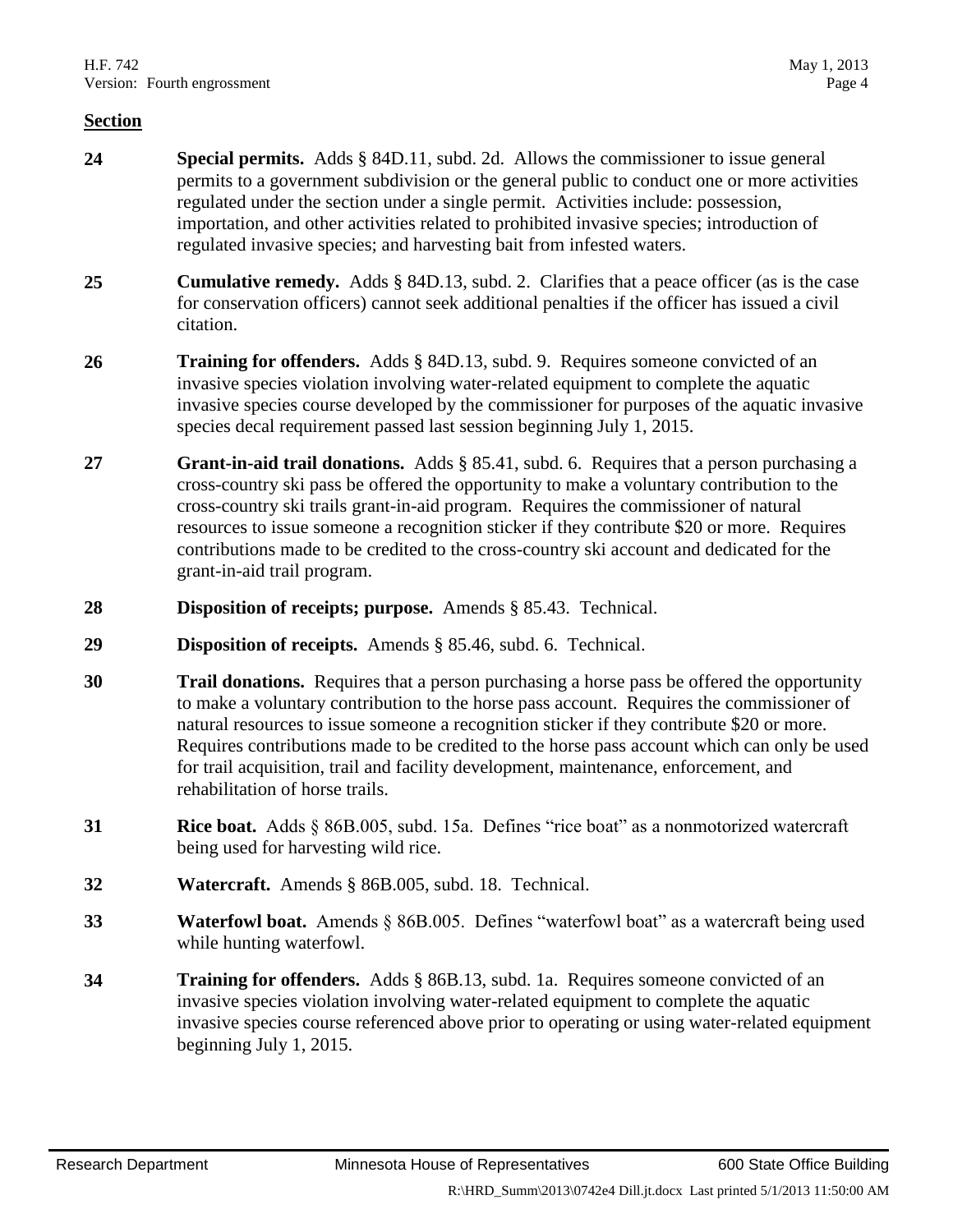**Section**

**24** **Special permits.** Adds § 84D.11, subd. 2d. Allows the commissioner to issue general permits to a government subdivision or the general public to conduct one or more activities regulated under the section under a single permit. Activities include: possession, importation, and other activities related to prohibited invasive species; introduction of regulated invasive species; and harvesting bait from infested waters.

**25** **Cumulative remedy.** Adds § 84D.13, subd. 2. Clarifies that a peace officer (as is the case for conservation officers) cannot seek additional penalties if the officer has issued a civil citation.

**26** **Training for offenders.** Adds § 84D.13, subd. 9. Requires someone convicted of an invasive species violation involving water-related equipment to complete the aquatic invasive species course developed by the commissioner for purposes of the aquatic invasive species decal requirement passed last session beginning July 1, 2015.

**27** **Grant-in-aid trail donations.** Adds § 85.41, subd. 6. Requires that a person purchasing a cross-country ski pass be offered the opportunity to make a voluntary contribution to the cross-country ski trails grant-in-aid program. Requires the commissioner of natural resources to issue someone a recognition sticker if they contribute $20 or more. Requires contributions made to be credited to the cross-country ski account and dedicated for the grant-in-aid trail program.

**28** **Disposition of receipts; purpose.** Amends § 85.43. Technical.

**29** **Disposition of receipts.** Amends § 85.46, subd. 6. Technical.

**30** **Trail donations.** Requires that a person purchasing a horse pass be offered the opportunity to make a voluntary contribution to the horse pass account. Requires the commissioner of natural resources to issue someone a recognition sticker if they contribute $20 or more. Requires contributions made to be credited to the horse pass account which can only be used for trail acquisition, trail and facility development, maintenance, enforcement, and rehabilitation of horse trails.

**31** **Rice boat.** Adds § 86B.005, subd. 15a. Defines "rice boat" as a nonmotorized watercraft being used for harvesting wild rice.

**32** **Watercraft.** Amends § 86B.005, subd. 18. Technical.

**33** **Waterfowl boat.** Amends § 86B.005. Defines "waterfowl boat" as a watercraft being used while hunting waterfowl.

**34** **Training for offenders.** Adds § 86B.13, subd. 1a. Requires someone convicted of an invasive species violation involving water-related equipment to complete the aquatic invasive species course referenced above prior to operating or using water-related equipment beginning July 1, 2015.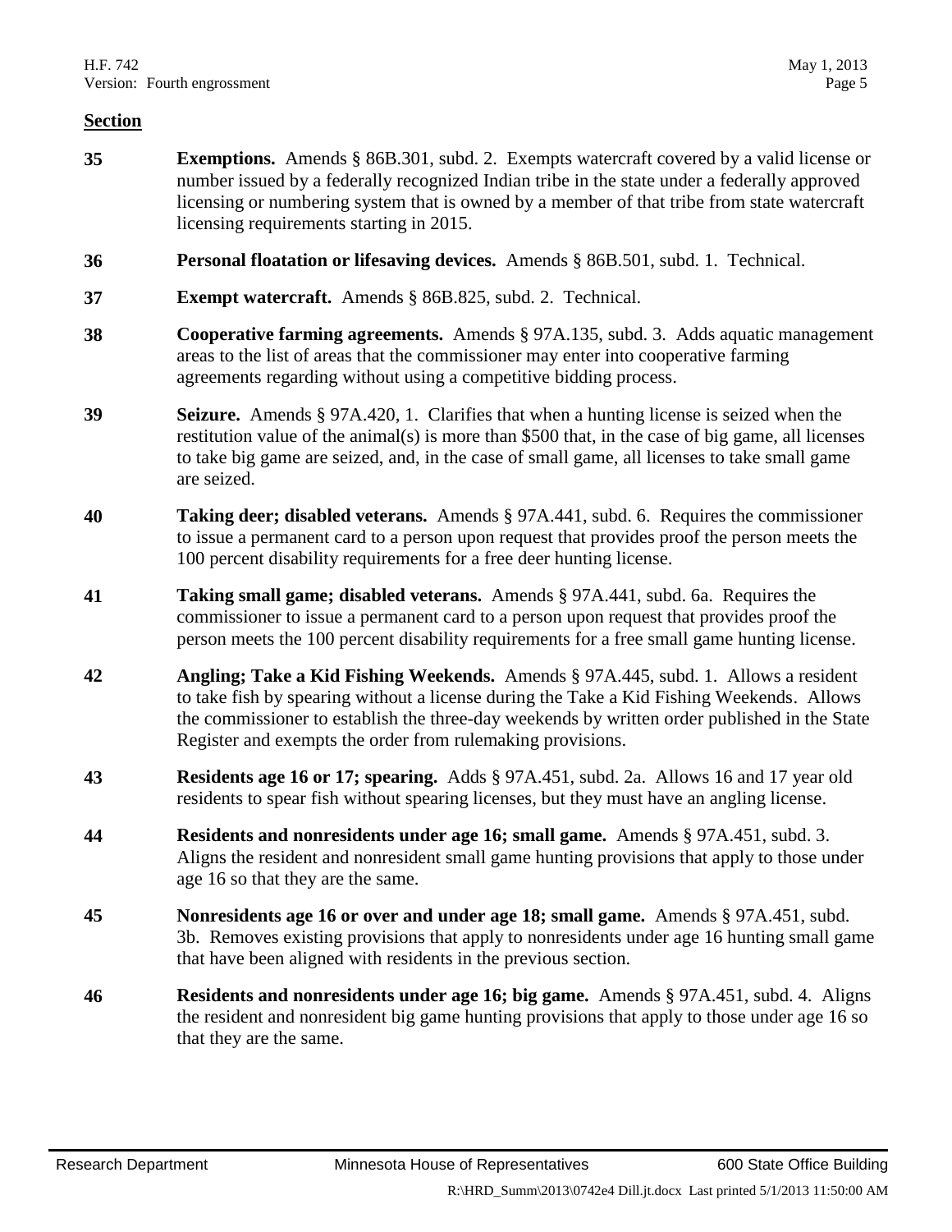**Section**

| | |
|---|---|
| **35** | **Exemptions.** Amends § 86B.301, subd. 2. Exempts watercraft covered by a valid license or number issued by a federally recognized Indian tribe in the state under a federally approved licensing or numbering system that is owned by a member of that tribe from state watercraft licensing requirements starting in 2015. |
| **36** | **Personal floatation or lifesaving devices.** Amends § 86B.501, subd. 1. Technical. |
| **37** | **Exempt watercraft.** Amends § 86B.825, subd. 2. Technical. |
| **38** | **Cooperative farming agreements.** Amends § 97A.135, subd. 3. Adds aquatic management areas to the list of areas that the commissioner may enter into cooperative farming agreements regarding without using a competitive bidding process. |
| **39** | **Seizure.** Amends § 97A.420, 1. Clarifies that when a hunting license is seized when the restitution value of the animal(s) is more than $500 that, in the case of big game, all licenses to take big game are seized, and, in the case of small game, all licenses to take small game are seized. |
| **40** | **Taking deer; disabled veterans.** Amends § 97A.441, subd. 6. Requires the commissioner to issue a permanent card to a person upon request that provides proof the person meets the 100 percent disability requirements for a free deer hunting license. |
| **41** | **Taking small game; disabled veterans.** Amends § 97A.441, subd. 6a. Requires the commissioner to issue a permanent card to a person upon request that provides proof the person meets the 100 percent disability requirements for a free small game hunting license. |
| **42** | **Angling; Take a Kid Fishing Weekends.** Amends § 97A.445, subd. 1. Allows a resident to take fish by spearing without a license during the Take a Kid Fishing Weekends. Allows the commissioner to establish the three-day weekends by written order published in the State Register and exempts the order from rulemaking provisions. |
| **43** | **Residents age 16 or 17; spearing.** Adds § 97A.451, subd. 2a. Allows 16 and 17 year old residents to spear fish without spearing licenses, but they must have an angling license. |
| **44** | **Residents and nonresidents under age 16; small game.** Amends § 97A.451, subd. 3. Aligns the resident and nonresident small game hunting provisions that apply to those under age 16 so that they are the same. |
| **45** | **Nonresidents age 16 or over and under age 18; small game.** Amends § 97A.451, subd. 3b. Removes existing provisions that apply to nonresidents under age 16 hunting small game that have been aligned with residents in the previous section. |
| **46** | **Residents and nonresidents under age 16; big game.** Amends § 97A.451, subd. 4. Aligns the resident and nonresident big game hunting provisions that apply to those under age 16 so that they are the same. |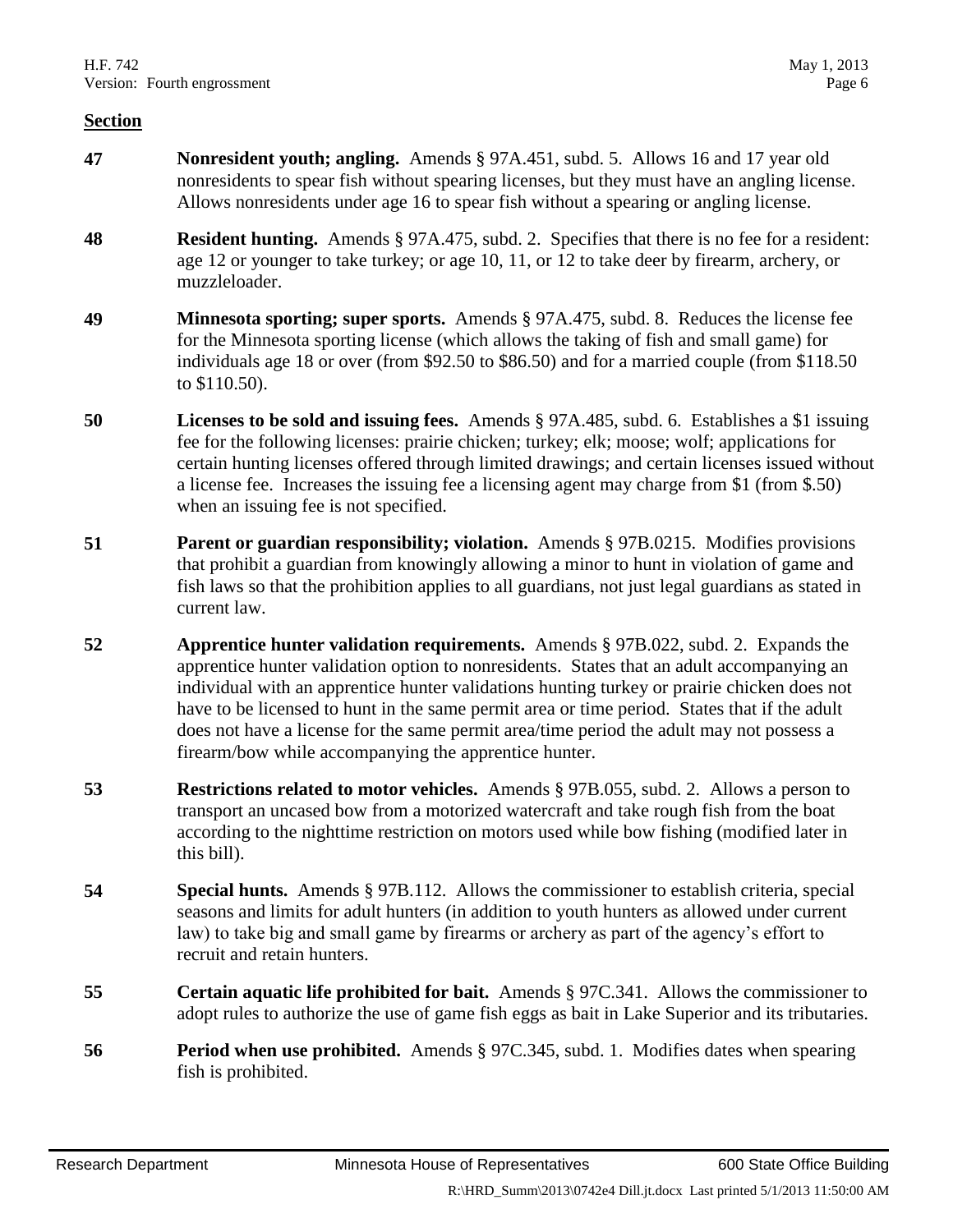**Section**

| | |
|---|---|
| **47** | **Nonresident youth; angling.** Amends § 97A.451, subd. 5. Allows 16 and 17 year old nonresidents to spear fish without spearing licenses, but they must have an angling license. Allows nonresidents under age 16 to spear fish without a spearing or angling license. |
| **48** | **Resident hunting.** Amends § 97A.475, subd. 2. Specifies that there is no fee for a resident: age 12 or younger to take turkey; or age 10, 11, or 12 to take deer by firearm, archery, or muzzleloader. |
| **49** | **Minnesota sporting; super sports.** Amends § 97A.475, subd. 8. Reduces the license fee for the Minnesota sporting license (which allows the taking of fish and small game) for individuals age 18 or over (from $92.50 to $86.50) and for a married couple (from $118.50 to $110.50). |
| **50** | **Licenses to be sold and issuing fees.** Amends § 97A.485, subd. 6. Establishes a $1 issuing fee for the following licenses: prairie chicken; turkey; elk; moose; wolf; applications for certain hunting licenses offered through limited drawings; and certain licenses issued without a license fee. Increases the issuing fee a licensing agent may charge from $1 (from $.50) when an issuing fee is not specified. |
| **51** | **Parent or guardian responsibility; violation.** Amends § 97B.0215. Modifies provisions that prohibit a guardian from knowingly allowing a minor to hunt in violation of game and fish laws so that the prohibition applies to all guardians, not just legal guardians as stated in current law. |
| **52** | **Apprentice hunter validation requirements.** Amends § 97B.022, subd. 2. Expands the apprentice hunter validation option to nonresidents. States that an adult accompanying an individual with an apprentice hunter validations hunting turkey or prairie chicken does not have to be licensed to hunt in the same permit area or time period. States that if the adult does not have a license for the same permit area/time period the adult may not possess a firearm/bow while accompanying the apprentice hunter. |
| **53** | **Restrictions related to motor vehicles.** Amends § 97B.055, subd. 2. Allows a person to transport an uncased bow from a motorized watercraft and take rough fish from the boat according to the nighttime restriction on motors used while bow fishing (modified later in this bill). |
| **54** | **Special hunts.** Amends § 97B.112. Allows the commissioner to establish criteria, special seasons and limits for adult hunters (in addition to youth hunters as allowed under current law) to take big and small game by firearms or archery as part of the agency's effort to recruit and retain hunters. |
| **55** | **Certain aquatic life prohibited for bait.** Amends § 97C.341. Allows the commissioner to adopt rules to authorize the use of game fish eggs as bait in Lake Superior and its tributaries. |
| **56** | **Period when use prohibited.** Amends § 97C.345, subd. 1. Modifies dates when spearing fish is prohibited. |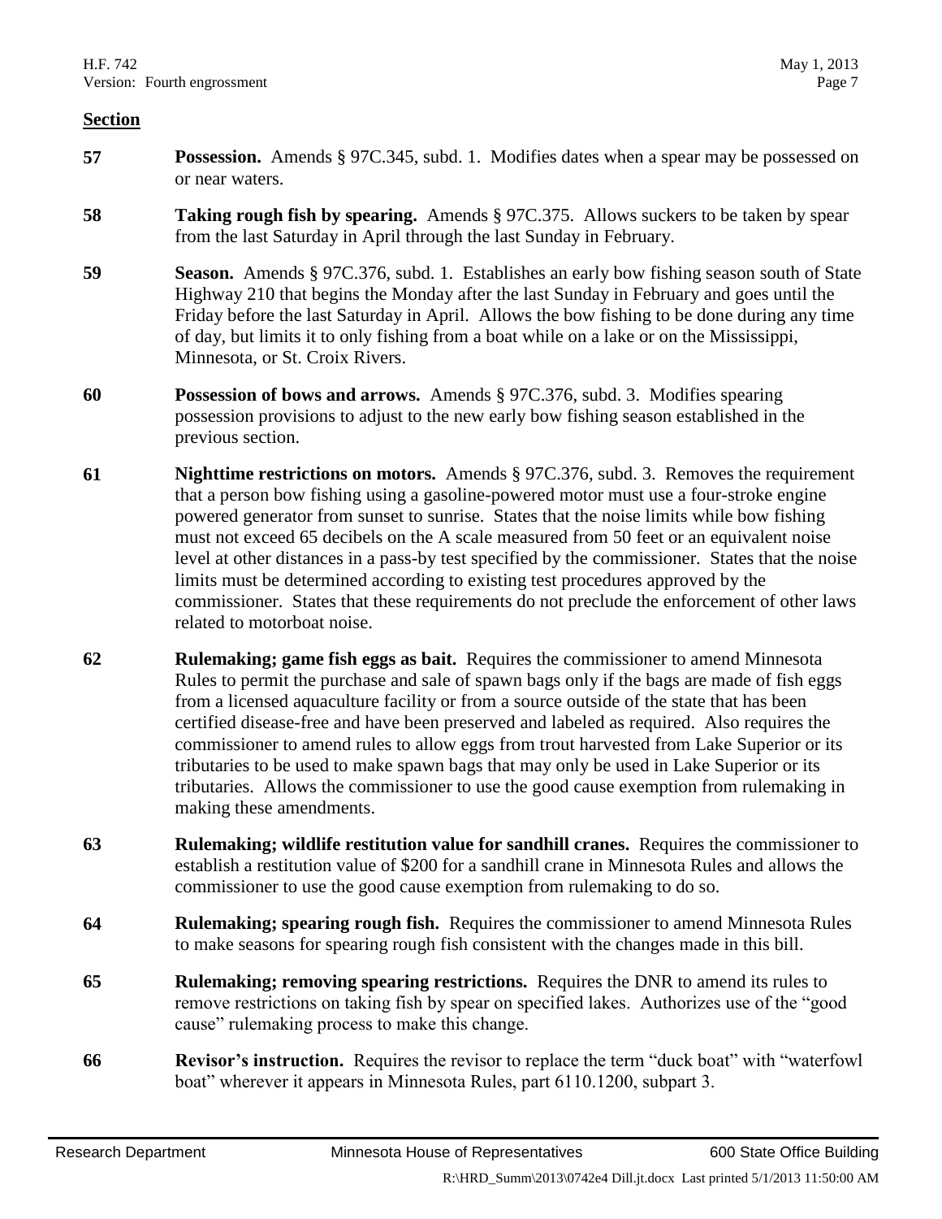**Section**

**57** **Possession.** Amends § 97C.345, subd. 1. Modifies dates when a spear may be possessed on or near waters.

**58** **Taking rough fish by spearing.** Amends § 97C.375. Allows suckers to be taken by spear from the last Saturday in April through the last Sunday in February.

**59** **Season.** Amends § 97C.376, subd. 1. Establishes an early bow fishing season south of State Highway 210 that begins the Monday after the last Sunday in February and goes until the Friday before the last Saturday in April. Allows the bow fishing to be done during any time of day, but limits it to only fishing from a boat while on a lake or on the Mississippi, Minnesota, or St. Croix Rivers.

**60** **Possession of bows and arrows.** Amends § 97C.376, subd. 3. Modifies spearing possession provisions to adjust to the new early bow fishing season established in the previous section.

**61** **Nighttime restrictions on motors.** Amends § 97C.376, subd. 3. Removes the requirement that a person bow fishing using a gasoline-powered motor must use a four-stroke engine powered generator from sunset to sunrise. States that the noise limits while bow fishing must not exceed 65 decibels on the A scale measured from 50 feet or an equivalent noise level at other distances in a pass-by test specified by the commissioner. States that the noise limits must be determined according to existing test procedures approved by the commissioner. States that these requirements do not preclude the enforcement of other laws related to motorboat noise.

**62** **Rulemaking; game fish eggs as bait.** Requires the commissioner to amend Minnesota Rules to permit the purchase and sale of spawn bags only if the bags are made of fish eggs from a licensed aquaculture facility or from a source outside of the state that has been certified disease-free and have been preserved and labeled as required. Also requires the commissioner to amend rules to allow eggs from trout harvested from Lake Superior or its tributaries to be used to make spawn bags that may only be used in Lake Superior or its tributaries. Allows the commissioner to use the good cause exemption from rulemaking in making these amendments.

**63** **Rulemaking; wildlife restitution value for sandhill cranes.** Requires the commissioner to establish a restitution value of $200 for a sandhill crane in Minnesota Rules and allows the commissioner to use the good cause exemption from rulemaking to do so.

**64** **Rulemaking; spearing rough fish.** Requires the commissioner to amend Minnesota Rules to make seasons for spearing rough fish consistent with the changes made in this bill.

**65** **Rulemaking; removing spearing restrictions.** Requires the DNR to amend its rules to remove restrictions on taking fish by spear on specified lakes. Authorizes use of the "good cause" rulemaking process to make this change.

**66** **Revisor's instruction.** Requires the revisor to replace the term "duck boat" with "waterfowl boat" wherever it appears in Minnesota Rules, part 6110.1200, subpart 3.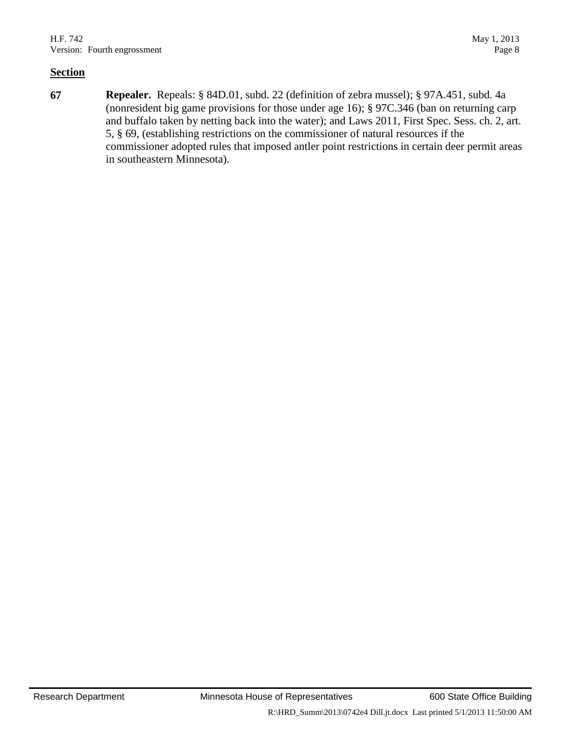**Section**

**67** **Repealer.** Repeals: § 84D.01, subd. 22 (definition of zebra mussel); § 97A.451, subd. 4a (nonresident big game provisions for those under age 16); § 97C.346 (ban on returning carp and buffalo taken by netting back into the water); and Laws 2011, First Spec. Sess. ch. 2, art. 5, § 69, (establishing restrictions on the commissioner of natural resources if the commissioner adopted rules that imposed antler point restrictions in certain deer permit areas in southeastern Minnesota).